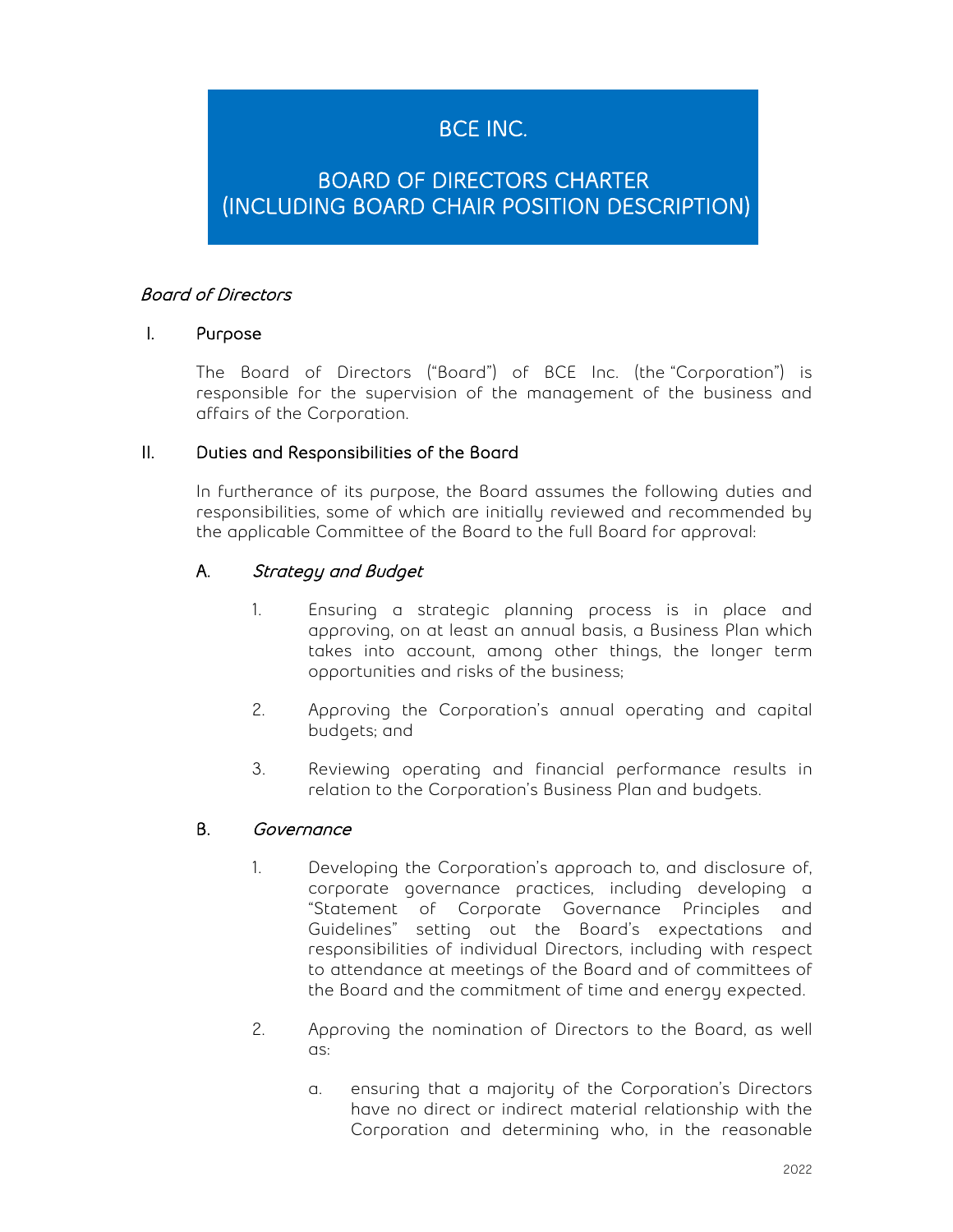# BCE INC.

# BOARD OF DIRECTORS CHARTER (INCLUDING BOARD CHAIR POSITION DESCRIPTION)

*Board of Directors*

## I. Purpose

The Board of Directors ("Board") of BCE Inc. (the "Corporation") is responsible for the supervision of the management of the business and affairs of the Corporation.

## II. Duties and Responsibilities of the Board

In furtherance of its purpose, the Board assumes the following duties and responsibilities, some of which are initially reviewed and recommended by the applicable Committee of the Board to the full Board for approval:

### A. *Strategy and Budget*

1. Ensuring a strategic planning process is in place and approving, on at least an annual basis, a Business Plan which takes into account, among other things, the longer term opportunities and risks of the business;

2. Approving the Corporation's annual operating and capital budgets; and

3. Reviewing operating and financial performance results in relation to the Corporation's Business Plan and budgets.

### B. *Governance*

1. Developing the Corporation's approach to, and disclosure of, corporate governance practices, including developing a "Statement of Corporate Governance Principles and Guidelines" setting out the Board's expectations and responsibilities of individual Directors, including with respect to attendance at meetings of the Board and of committees of the Board and the commitment of time and energy expected.

2. Approving the nomination of Directors to the Board, as well as:

   a. ensuring that a majority of the Corporation's Directors have no direct or indirect material relationship with the Corporation and determining who, in the reasonable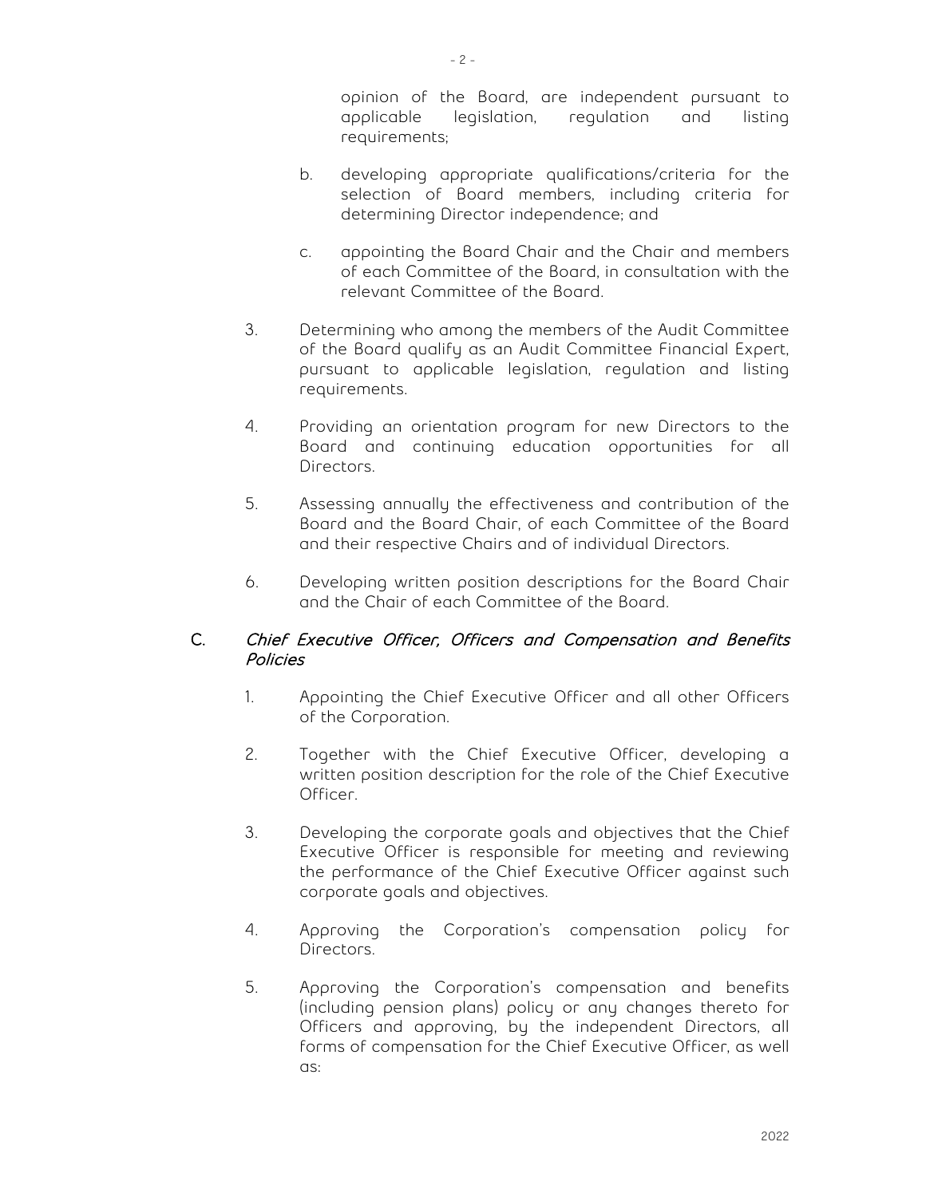opinion of the Board, are independent pursuant to applicable legislation, regulation and listing requirements;

b. developing appropriate qualifications/criteria for the selection of Board members, including criteria for determining Director independence; and

c. appointing the Board Chair and the Chair and members of each Committee of the Board, in consultation with the relevant Committee of the Board.

3. Determining who among the members of the Audit Committee of the Board qualify as an Audit Committee Financial Expert, pursuant to applicable legislation, regulation and listing requirements.

4. Providing an orientation program for new Directors to the Board and continuing education opportunities for all Directors.

5. Assessing annually the effectiveness and contribution of the Board and the Board Chair, of each Committee of the Board and their respective Chairs and of individual Directors.

6. Developing written position descriptions for the Board Chair and the Chair of each Committee of the Board.

## C. *Chief Executive Officer, Officers and Compensation and Benefits Policies*

1. Appointing the Chief Executive Officer and all other Officers of the Corporation.

2. Together with the Chief Executive Officer, developing a written position description for the role of the Chief Executive Officer.

3. Developing the corporate goals and objectives that the Chief Executive Officer is responsible for meeting and reviewing the performance of the Chief Executive Officer against such corporate goals and objectives.

4. Approving the Corporation's compensation policy for Directors.

5. Approving the Corporation's compensation and benefits (including pension plans) policy or any changes thereto for Officers and approving, by the independent Directors, all forms of compensation for the Chief Executive Officer, as well as: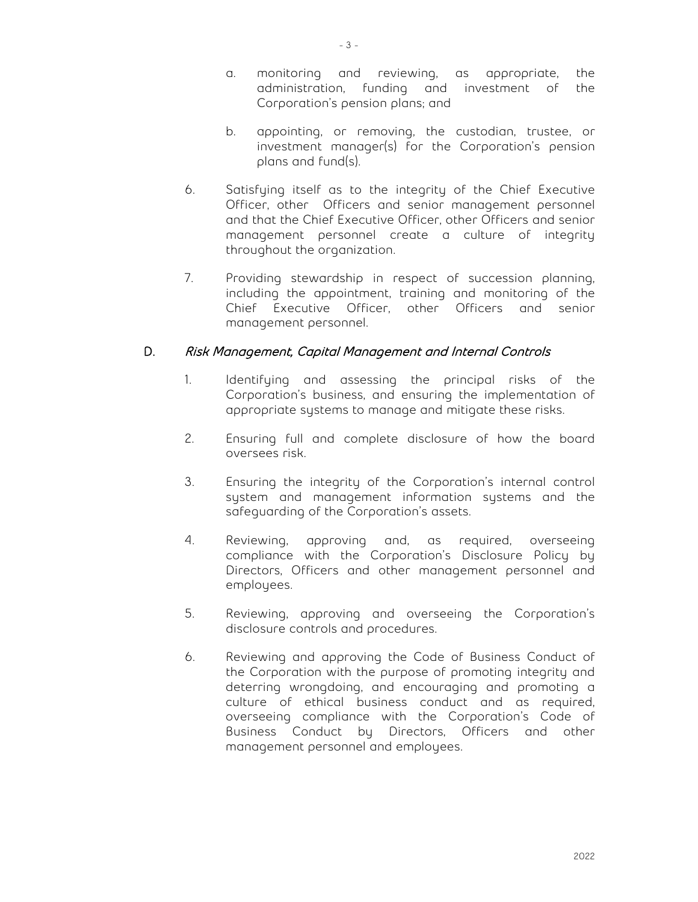a. monitoring and reviewing, as appropriate, the administration, funding and investment of the Corporation's pension plans; and

b. appointing, or removing, the custodian, trustee, or investment manager(s) for the Corporation's pension plans and fund(s).

6. Satisfying itself as to the integrity of the Chief Executive Officer, other Officers and senior management personnel and that the Chief Executive Officer, other Officers and senior management personnel create a culture of integrity throughout the organization.

7. Providing stewardship in respect of succession planning, including the appointment, training and monitoring of the Chief Executive Officer, other Officers and senior management personnel.

## D. *Risk Management, Capital Management and Internal Controls*

1. Identifying and assessing the principal risks of the Corporation's business, and ensuring the implementation of appropriate systems to manage and mitigate these risks.

2. Ensuring full and complete disclosure of how the board oversees risk.

3. Ensuring the integrity of the Corporation's internal control system and management information systems and the safeguarding of the Corporation's assets.

4. Reviewing, approving and, as required, overseeing compliance with the Corporation's Disclosure Policy by Directors, Officers and other management personnel and employees.

5. Reviewing, approving and overseeing the Corporation's disclosure controls and procedures.

6. Reviewing and approving the Code of Business Conduct of the Corporation with the purpose of promoting integrity and deterring wrongdoing, and encouraging and promoting a culture of ethical business conduct and as required, overseeing compliance with the Corporation's Code of Business Conduct by Directors, Officers and other management personnel and employees.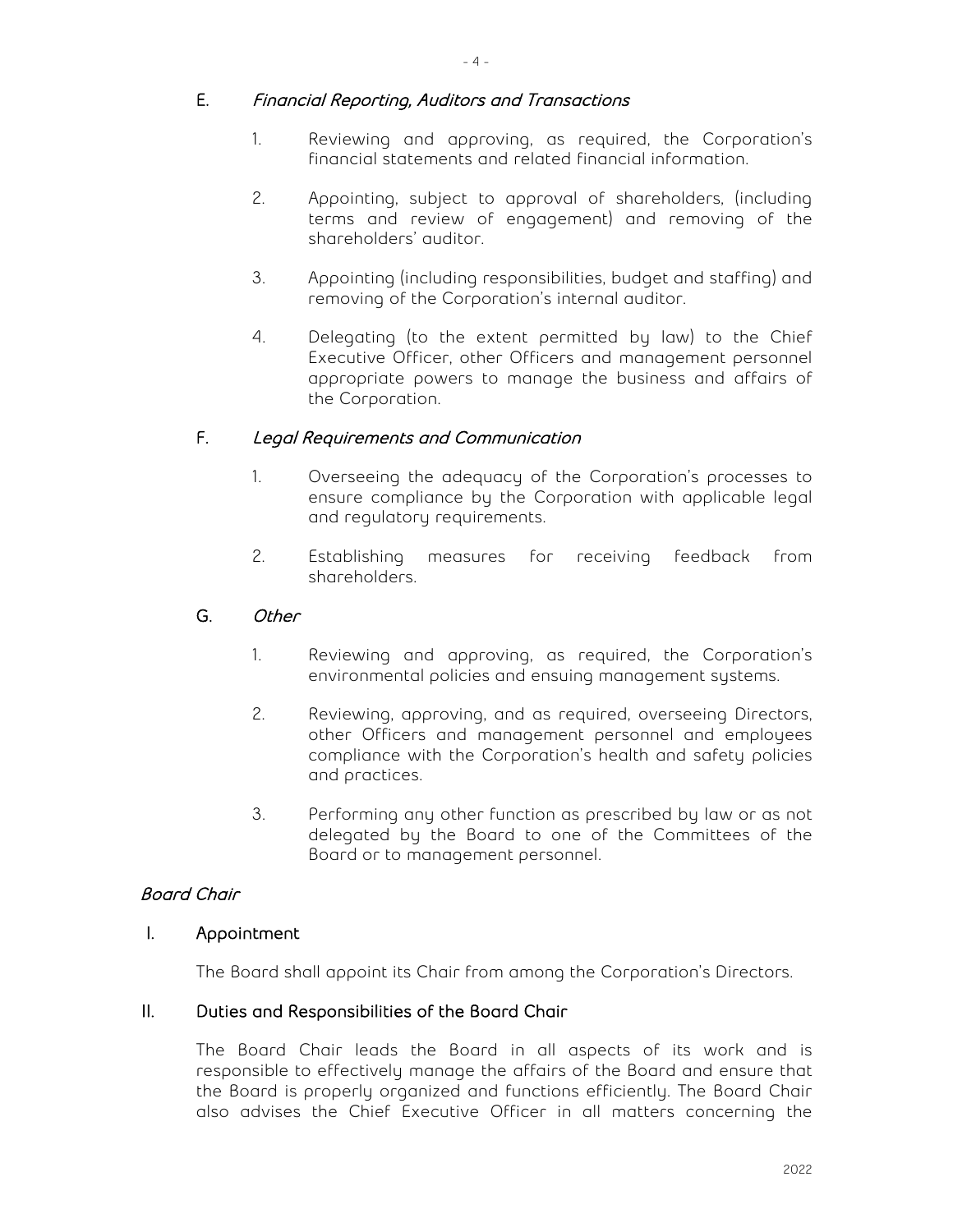### E. *Financial Reporting, Auditors and Transactions*

1. Reviewing and approving, as required, the Corporation's financial statements and related financial information.

2. Appointing, subject to approval of shareholders, (including terms and review of engagement) and removing of the shareholders' auditor.

3. Appointing (including responsibilities, budget and staffing) and removing of the Corporation's internal auditor.

4. Delegating (to the extent permitted by law) to the Chief Executive Officer, other Officers and management personnel appropriate powers to manage the business and affairs of the Corporation.

### F. *Legal Requirements and Communication*

1. Overseeing the adequacy of the Corporation's processes to ensure compliance by the Corporation with applicable legal and regulatory requirements.

2. Establishing measures for receiving feedback from shareholders.

### G. *Other*

1. Reviewing and approving, as required, the Corporation's environmental policies and ensuing management systems.

2. Reviewing, approving, and as required, overseeing Directors, other Officers and management personnel and employees compliance with the Corporation's health and safety policies and practices.

3. Performing any other function as prescribed by law or as not delegated by the Board to one of the Committees of the Board or to management personnel.

## *Board Chair*

### I. Appointment

The Board shall appoint its Chair from among the Corporation's Directors.

### II. Duties and Responsibilities of the Board Chair

The Board Chair leads the Board in all aspects of its work and is responsible to effectively manage the affairs of the Board and ensure that the Board is properly organized and functions efficiently. The Board Chair also advises the Chief Executive Officer in all matters concerning the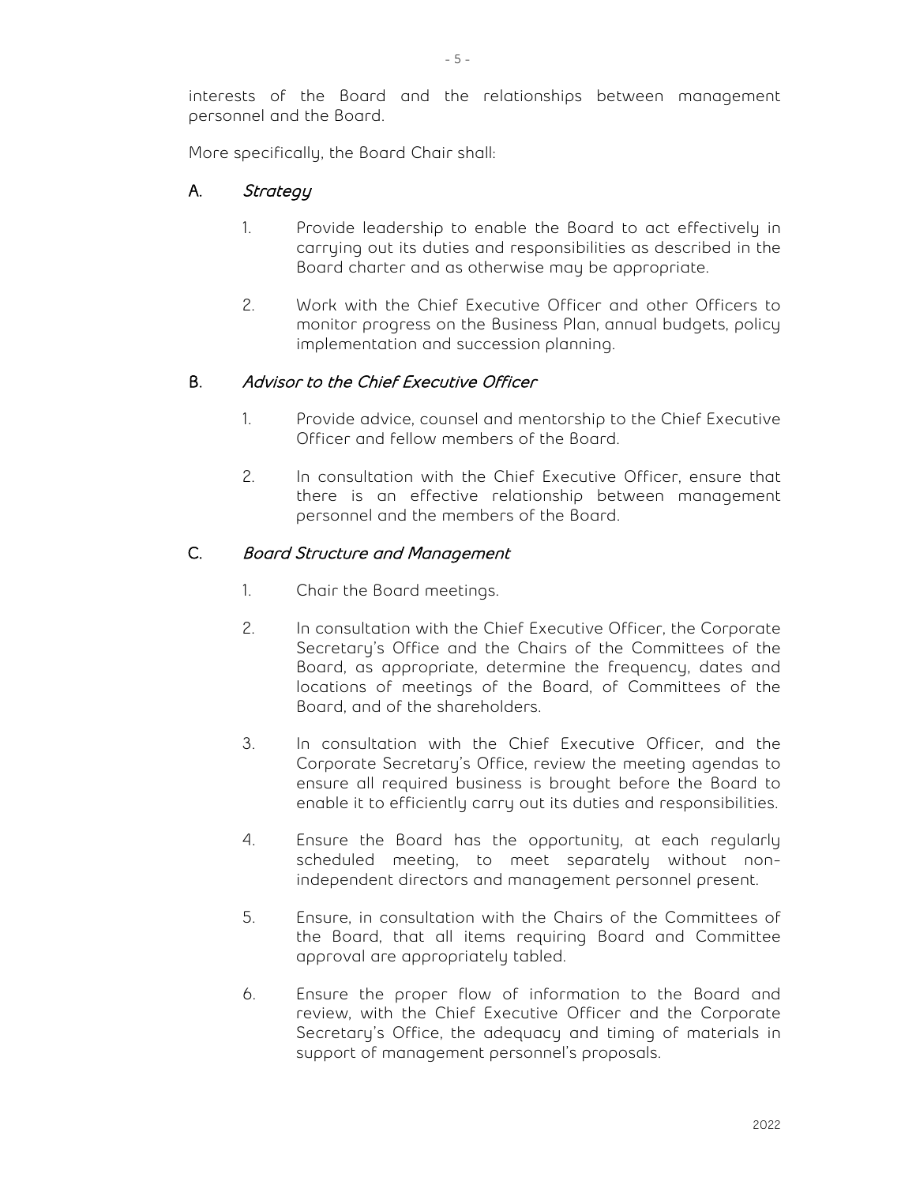interests of the Board and the relationships between management personnel and the Board.

More specifically, the Board Chair shall:

## A. *Strategy*

1. Provide leadership to enable the Board to act effectively in carrying out its duties and responsibilities as described in the Board charter and as otherwise may be appropriate.

2. Work with the Chief Executive Officer and other Officers to monitor progress on the Business Plan, annual budgets, policy implementation and succession planning.

## B. *Advisor to the Chief Executive Officer*

1. Provide advice, counsel and mentorship to the Chief Executive Officer and fellow members of the Board.

2. In consultation with the Chief Executive Officer, ensure that there is an effective relationship between management personnel and the members of the Board.

## C. *Board Structure and Management*

1. Chair the Board meetings.

2. In consultation with the Chief Executive Officer, the Corporate Secretary's Office and the Chairs of the Committees of the Board, as appropriate, determine the frequency, dates and locations of meetings of the Board, of Committees of the Board, and of the shareholders.

3. In consultation with the Chief Executive Officer, and the Corporate Secretary's Office, review the meeting agendas to ensure all required business is brought before the Board to enable it to efficiently carry out its duties and responsibilities.

4. Ensure the Board has the opportunity, at each regularly scheduled meeting, to meet separately without non-independent directors and management personnel present.

5. Ensure, in consultation with the Chairs of the Committees of the Board, that all items requiring Board and Committee approval are appropriately tabled.

6. Ensure the proper flow of information to the Board and review, with the Chief Executive Officer and the Corporate Secretary's Office, the adequacy and timing of materials in support of management personnel's proposals.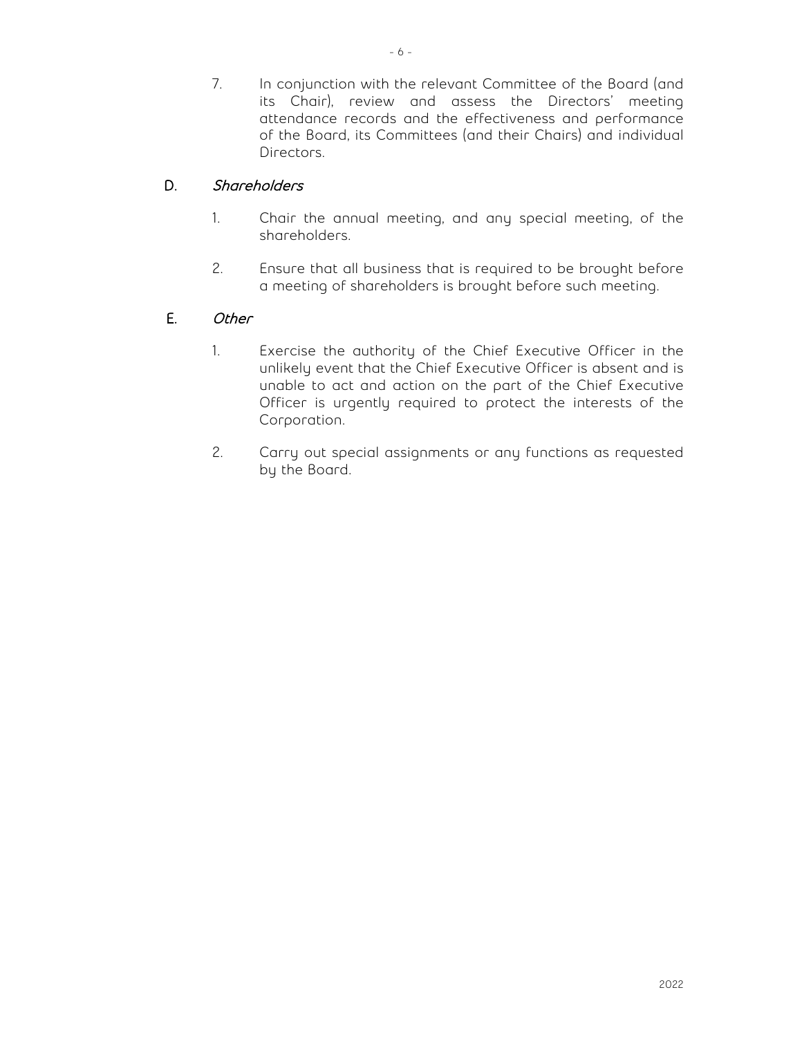7. In conjunction with the relevant Committee of the Board (and its Chair), review and assess the Directors' meeting attendance records and the effectiveness and performance of the Board, its Committees (and their Chairs) and individual Directors.

D. *Shareholders*

1. Chair the annual meeting, and any special meeting, of the shareholders.

2. Ensure that all business that is required to be brought before a meeting of shareholders is brought before such meeting.

E. *Other*

1. Exercise the authority of the Chief Executive Officer in the unlikely event that the Chief Executive Officer is absent and is unable to act and action on the part of the Chief Executive Officer is urgently required to protect the interests of the Corporation.

2. Carry out special assignments or any functions as requested by the Board.